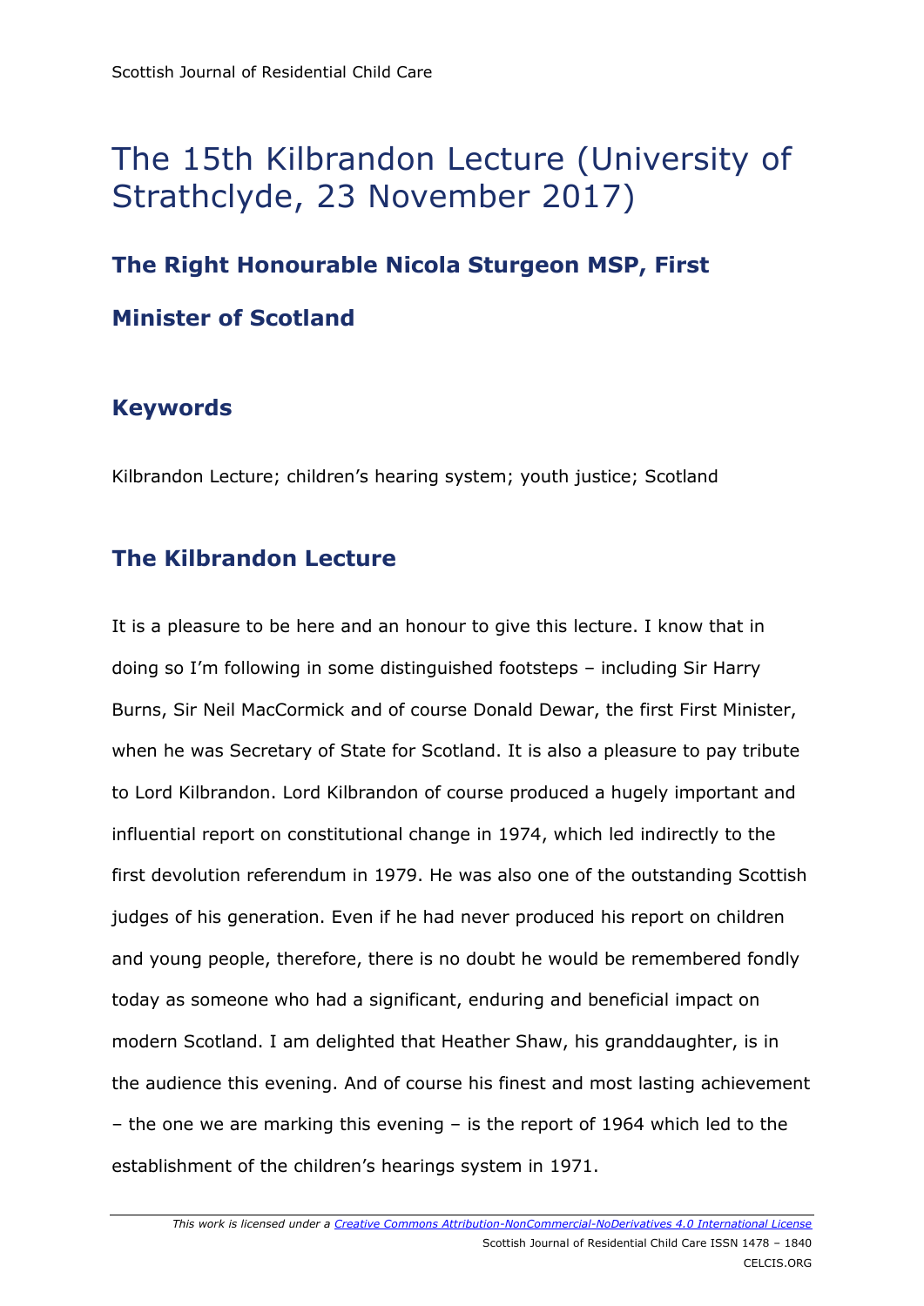# The 15th Kilbrandon Lecture (University of Strathclyde, 23 November 2017)

## The Right Honourable Nicola Sturgeon MSP, First Minister of Scotland

## Keywords

Kilbrandon Lecture; children's hearing system; youth justice; Scotland

## The Kilbrandon Lecture

It is a pleasure to be here and an honour to give this lecture. I know that in doing so I'm following in some distinguished footsteps – including Sir Harry Burns, Sir Neil MacCormick and of course Donald Dewar, the first First Minister, when he was Secretary of State for Scotland. It is also a pleasure to pay tribute to Lord Kilbrandon. Lord Kilbrandon of course produced a hugely important and influential report on constitutional change in 1974, which led indirectly to the first devolution referendum in 1979. He was also one of the outstanding Scottish judges of his generation. Even if he had never produced his report on children and young people, therefore, there is no doubt he would be remembered fondly today as someone who had a significant, enduring and beneficial impact on modern Scotland. I am delighted that Heather Shaw, his granddaughter, is in the audience this evening. And of course his finest and most lasting achievement – the one we are marking this evening – is the report of 1964 which led to the establishment of the children's hearings system in 1971.

*This work is licensed under a Creative Commons Attribution-NonCommercial-NoDerivatives 4.0 International License*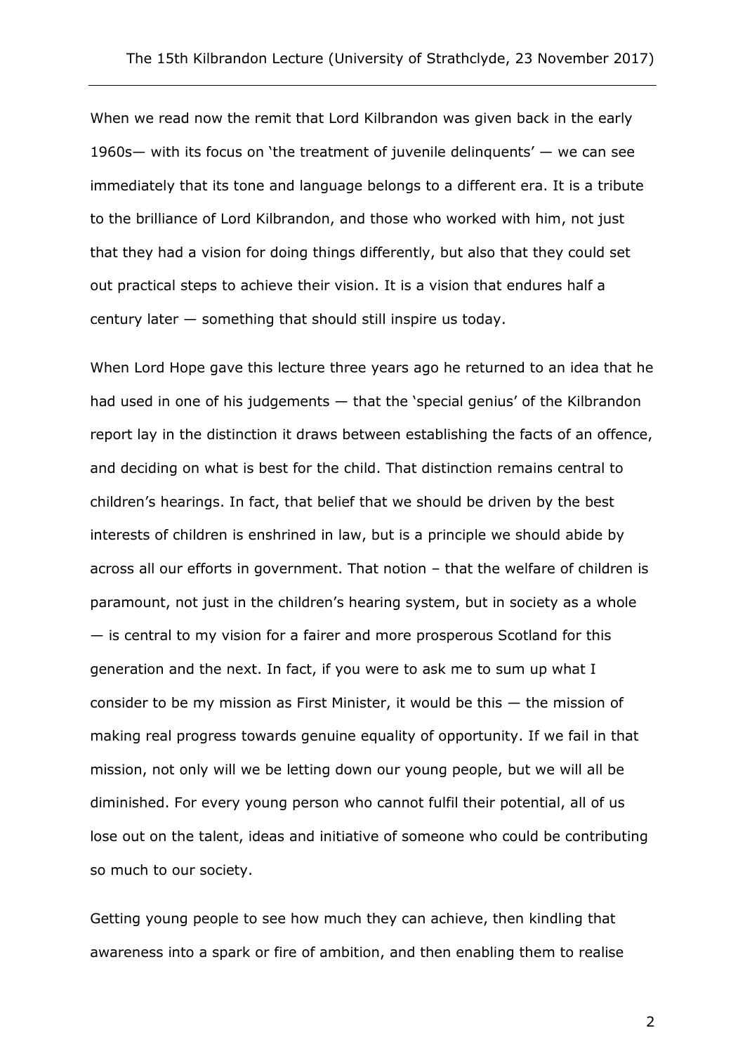When we read now the remit that Lord Kilbrandon was given back in the early 1960s— with its focus on 'the treatment of juvenile delinquents' — we can see immediately that its tone and language belongs to a different era. It is a tribute to the brilliance of Lord Kilbrandon, and those who worked with him, not just that they had a vision for doing things differently, but also that they could set out practical steps to achieve their vision. It is a vision that endures half a century later — something that should still inspire us today.

When Lord Hope gave this lecture three years ago he returned to an idea that he had used in one of his judgements — that the 'special genius' of the Kilbrandon report lay in the distinction it draws between establishing the facts of an offence, and deciding on what is best for the child. That distinction remains central to children's hearings. In fact, that belief that we should be driven by the best interests of children is enshrined in law, but is a principle we should abide by across all our efforts in government. That notion – that the welfare of children is paramount, not just in the children's hearing system, but in society as a whole — is central to my vision for a fairer and more prosperous Scotland for this generation and the next. In fact, if you were to ask me to sum up what I consider to be my mission as First Minister, it would be this — the mission of making real progress towards genuine equality of opportunity. If we fail in that mission, not only will we be letting down our young people, but we will all be diminished. For every young person who cannot fulfil their potential, all of us lose out on the talent, ideas and initiative of someone who could be contributing so much to our society.

Getting young people to see how much they can achieve, then kindling that awareness into a spark or fire of ambition, and then enabling them to realise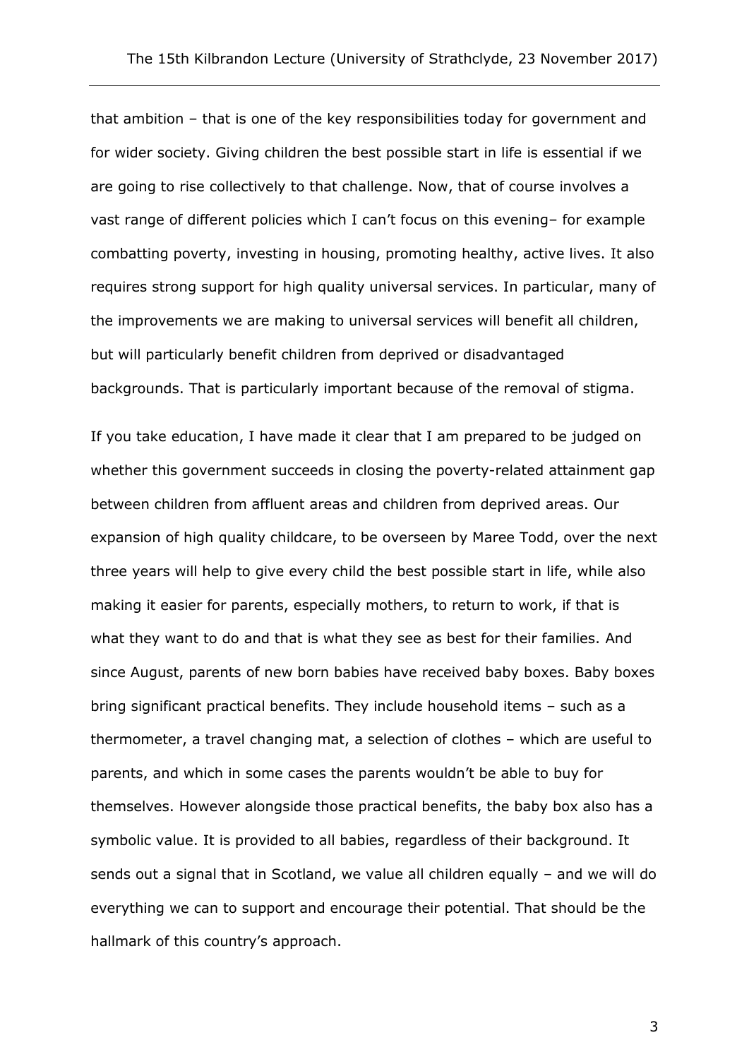that ambition – that is one of the key responsibilities today for government and for wider society. Giving children the best possible start in life is essential if we are going to rise collectively to that challenge. Now, that of course involves a vast range of different policies which I can't focus on this evening– for example combatting poverty, investing in housing, promoting healthy, active lives. It also requires strong support for high quality universal services. In particular, many of the improvements we are making to universal services will benefit all children, but will particularly benefit children from deprived or disadvantaged backgrounds. That is particularly important because of the removal of stigma.

If you take education, I have made it clear that I am prepared to be judged on whether this government succeeds in closing the poverty-related attainment gap between children from affluent areas and children from deprived areas. Our expansion of high quality childcare, to be overseen by Maree Todd, over the next three years will help to give every child the best possible start in life, while also making it easier for parents, especially mothers, to return to work, if that is what they want to do and that is what they see as best for their families. And since August, parents of new born babies have received baby boxes. Baby boxes bring significant practical benefits. They include household items – such as a thermometer, a travel changing mat, a selection of clothes – which are useful to parents, and which in some cases the parents wouldn't be able to buy for themselves. However alongside those practical benefits, the baby box also has a symbolic value. It is provided to all babies, regardless of their background. It sends out a signal that in Scotland, we value all children equally – and we will do everything we can to support and encourage their potential. That should be the hallmark of this country's approach.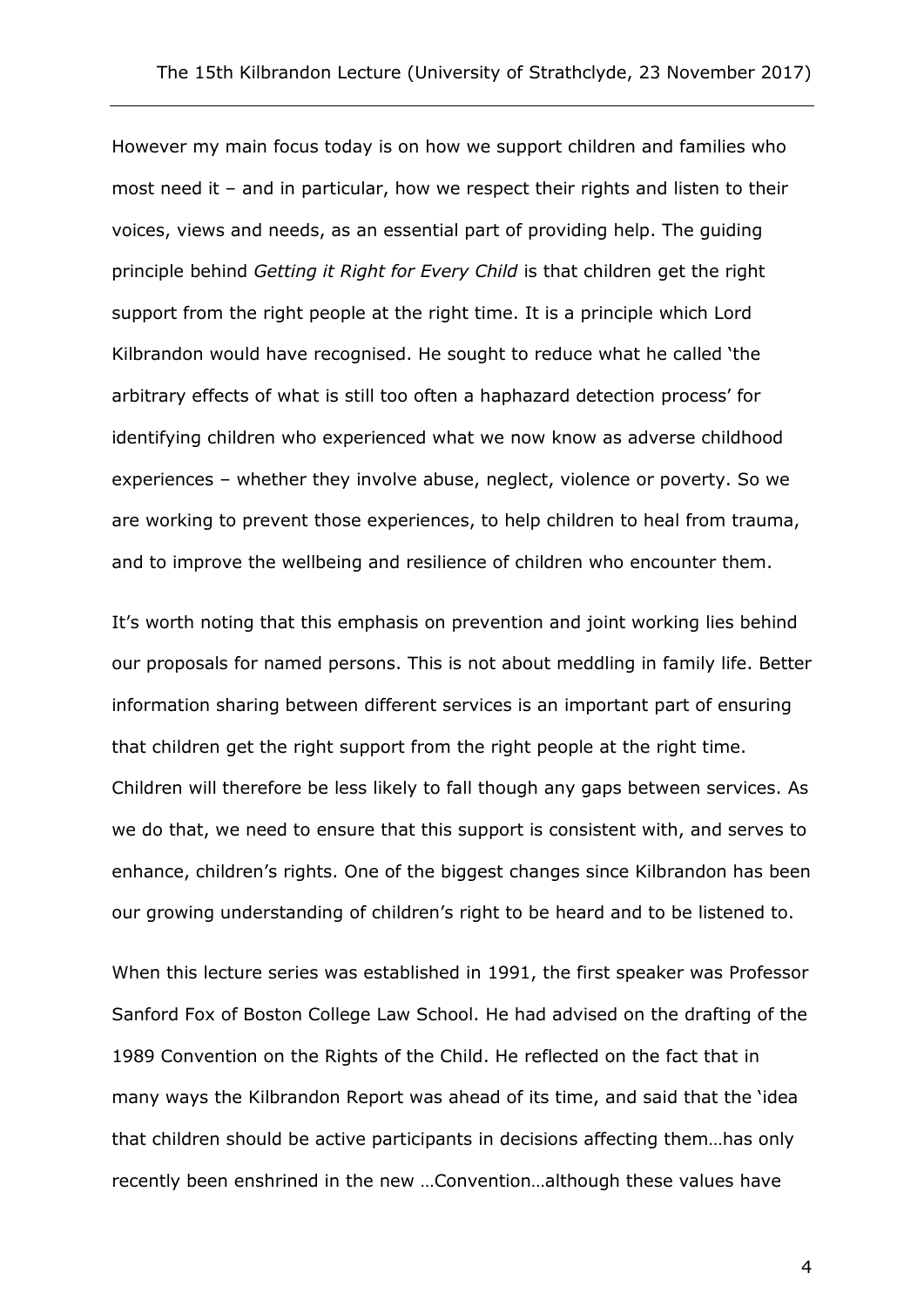However my main focus today is on how we support children and families who most need it – and in particular, how we respect their rights and listen to their voices, views and needs, as an essential part of providing help. The guiding principle behind *Getting it Right for Every Child* is that children get the right support from the right people at the right time. It is a principle which Lord Kilbrandon would have recognised. He sought to reduce what he called 'the arbitrary effects of what is still too often a haphazard detection process' for identifying children who experienced what we now know as adverse childhood experiences – whether they involve abuse, neglect, violence or poverty. So we are working to prevent those experiences, to help children to heal from trauma, and to improve the wellbeing and resilience of children who encounter them.

It's worth noting that this emphasis on prevention and joint working lies behind our proposals for named persons. This is not about meddling in family life. Better information sharing between different services is an important part of ensuring that children get the right support from the right people at the right time. Children will therefore be less likely to fall though any gaps between services. As we do that, we need to ensure that this support is consistent with, and serves to enhance, children's rights. One of the biggest changes since Kilbrandon has been our growing understanding of children's right to be heard and to be listened to.

When this lecture series was established in 1991, the first speaker was Professor Sanford Fox of Boston College Law School. He had advised on the drafting of the 1989 Convention on the Rights of the Child. He reflected on the fact that in many ways the Kilbrandon Report was ahead of its time, and said that the 'idea that children should be active participants in decisions affecting them…has only recently been enshrined in the new …Convention…although these values have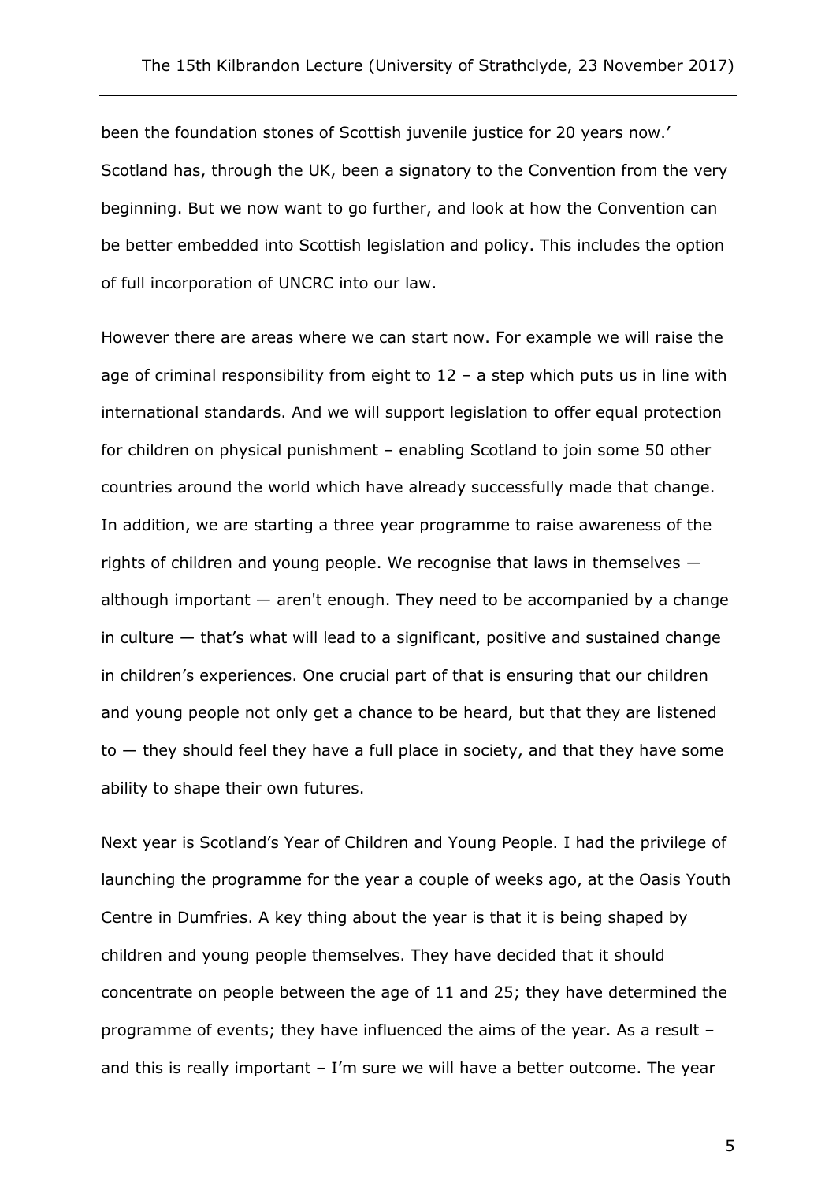been the foundation stones of Scottish juvenile justice for 20 years now.' Scotland has, through the UK, been a signatory to the Convention from the very beginning. But we now want to go further, and look at how the Convention can be better embedded into Scottish legislation and policy. This includes the option of full incorporation of UNCRC into our law.

However there are areas where we can start now. For example we will raise the age of criminal responsibility from eight to 12 – a step which puts us in line with international standards. And we will support legislation to offer equal protection for children on physical punishment – enabling Scotland to join some 50 other countries around the world which have already successfully made that change. In addition, we are starting a three year programme to raise awareness of the rights of children and young people. We recognise that laws in themselves — although important — aren't enough. They need to be accompanied by a change in culture — that's what will lead to a significant, positive and sustained change in children's experiences. One crucial part of that is ensuring that our children and young people not only get a chance to be heard, but that they are listened to — they should feel they have a full place in society, and that they have some ability to shape their own futures.

Next year is Scotland's Year of Children and Young People. I had the privilege of launching the programme for the year a couple of weeks ago, at the Oasis Youth Centre in Dumfries. A key thing about the year is that it is being shaped by children and young people themselves. They have decided that it should concentrate on people between the age of 11 and 25; they have determined the programme of events; they have influenced the aims of the year. As a result – and this is really important – I'm sure we will have a better outcome. The year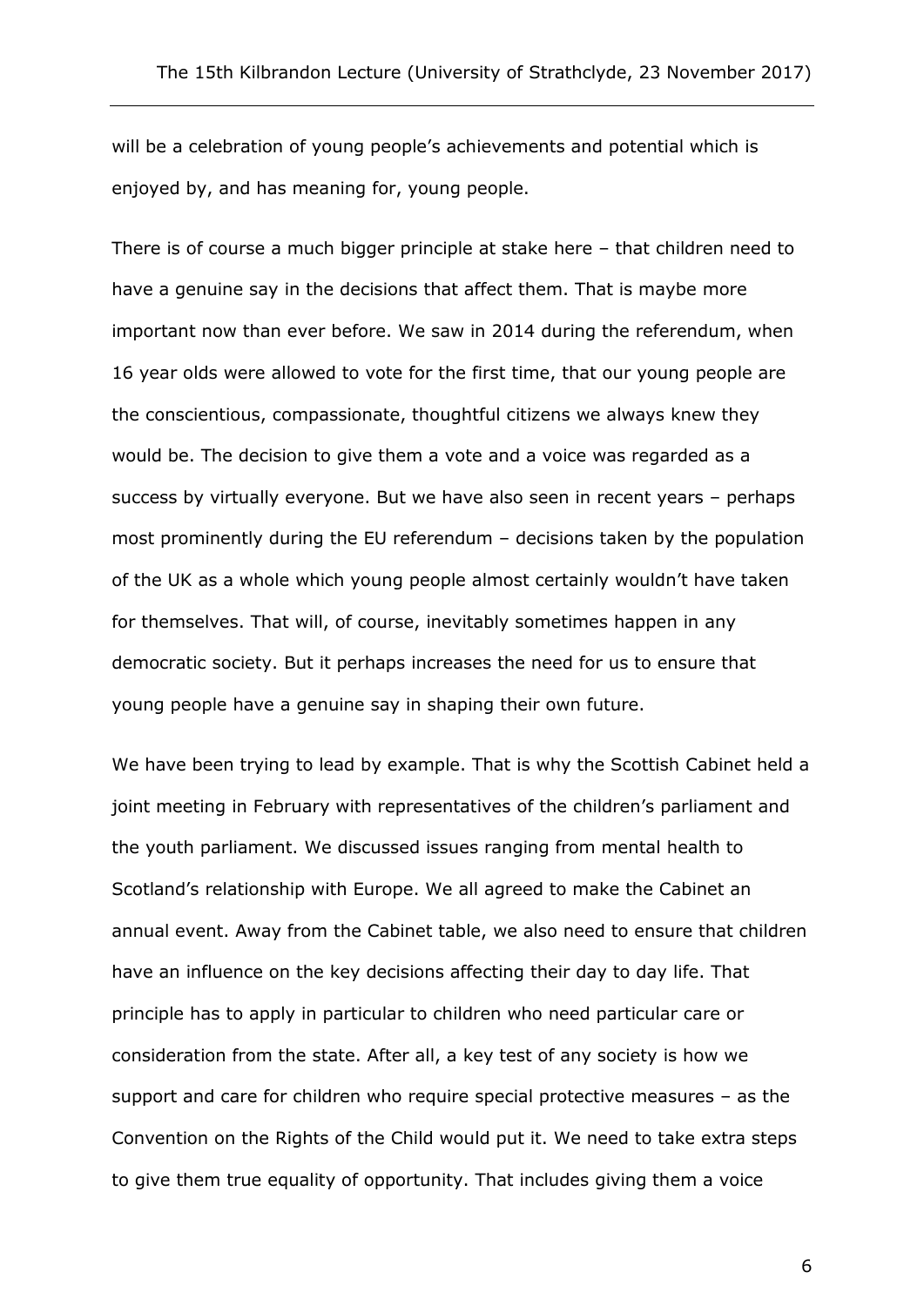will be a celebration of young people's achievements and potential which is enjoyed by, and has meaning for, young people.

There is of course a much bigger principle at stake here – that children need to have a genuine say in the decisions that affect them. That is maybe more important now than ever before. We saw in 2014 during the referendum, when 16 year olds were allowed to vote for the first time, that our young people are the conscientious, compassionate, thoughtful citizens we always knew they would be. The decision to give them a vote and a voice was regarded as a success by virtually everyone. But we have also seen in recent years – perhaps most prominently during the EU referendum – decisions taken by the population of the UK as a whole which young people almost certainly wouldn't have taken for themselves. That will, of course, inevitably sometimes happen in any democratic society. But it perhaps increases the need for us to ensure that young people have a genuine say in shaping their own future.

We have been trying to lead by example. That is why the Scottish Cabinet held a joint meeting in February with representatives of the children's parliament and the youth parliament. We discussed issues ranging from mental health to Scotland's relationship with Europe. We all agreed to make the Cabinet an annual event. Away from the Cabinet table, we also need to ensure that children have an influence on the key decisions affecting their day to day life. That principle has to apply in particular to children who need particular care or consideration from the state. After all, a key test of any society is how we support and care for children who require special protective measures – as the Convention on the Rights of the Child would put it. We need to take extra steps to give them true equality of opportunity. That includes giving them a voice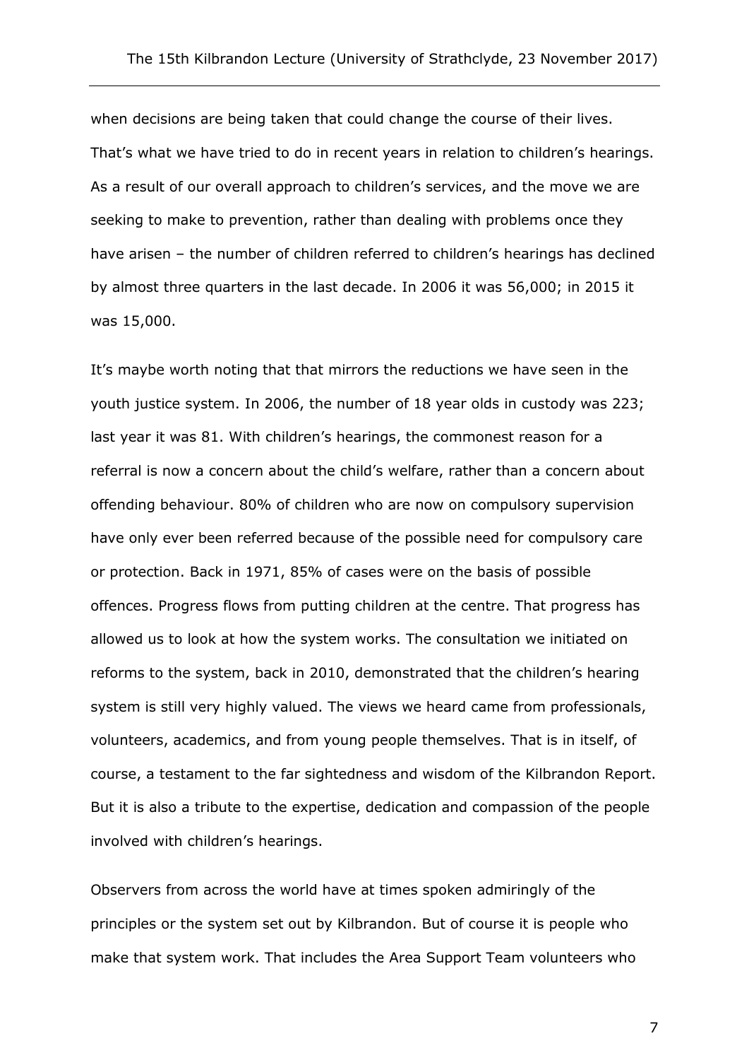when decisions are being taken that could change the course of their lives. That's what we have tried to do in recent years in relation to children's hearings. As a result of our overall approach to children's services, and the move we are seeking to make to prevention, rather than dealing with problems once they have arisen – the number of children referred to children's hearings has declined by almost three quarters in the last decade. In 2006 it was 56,000; in 2015 it was 15,000.

It's maybe worth noting that that mirrors the reductions we have seen in the youth justice system. In 2006, the number of 18 year olds in custody was 223; last year it was 81. With children's hearings, the commonest reason for a referral is now a concern about the child's welfare, rather than a concern about offending behaviour. 80% of children who are now on compulsory supervision have only ever been referred because of the possible need for compulsory care or protection. Back in 1971, 85% of cases were on the basis of possible offences. Progress flows from putting children at the centre. That progress has allowed us to look at how the system works. The consultation we initiated on reforms to the system, back in 2010, demonstrated that the children's hearing system is still very highly valued. The views we heard came from professionals, volunteers, academics, and from young people themselves. That is in itself, of course, a testament to the far sightedness and wisdom of the Kilbrandon Report. But it is also a tribute to the expertise, dedication and compassion of the people involved with children's hearings.

Observers from across the world have at times spoken admiringly of the principles or the system set out by Kilbrandon. But of course it is people who make that system work. That includes the Area Support Team volunteers who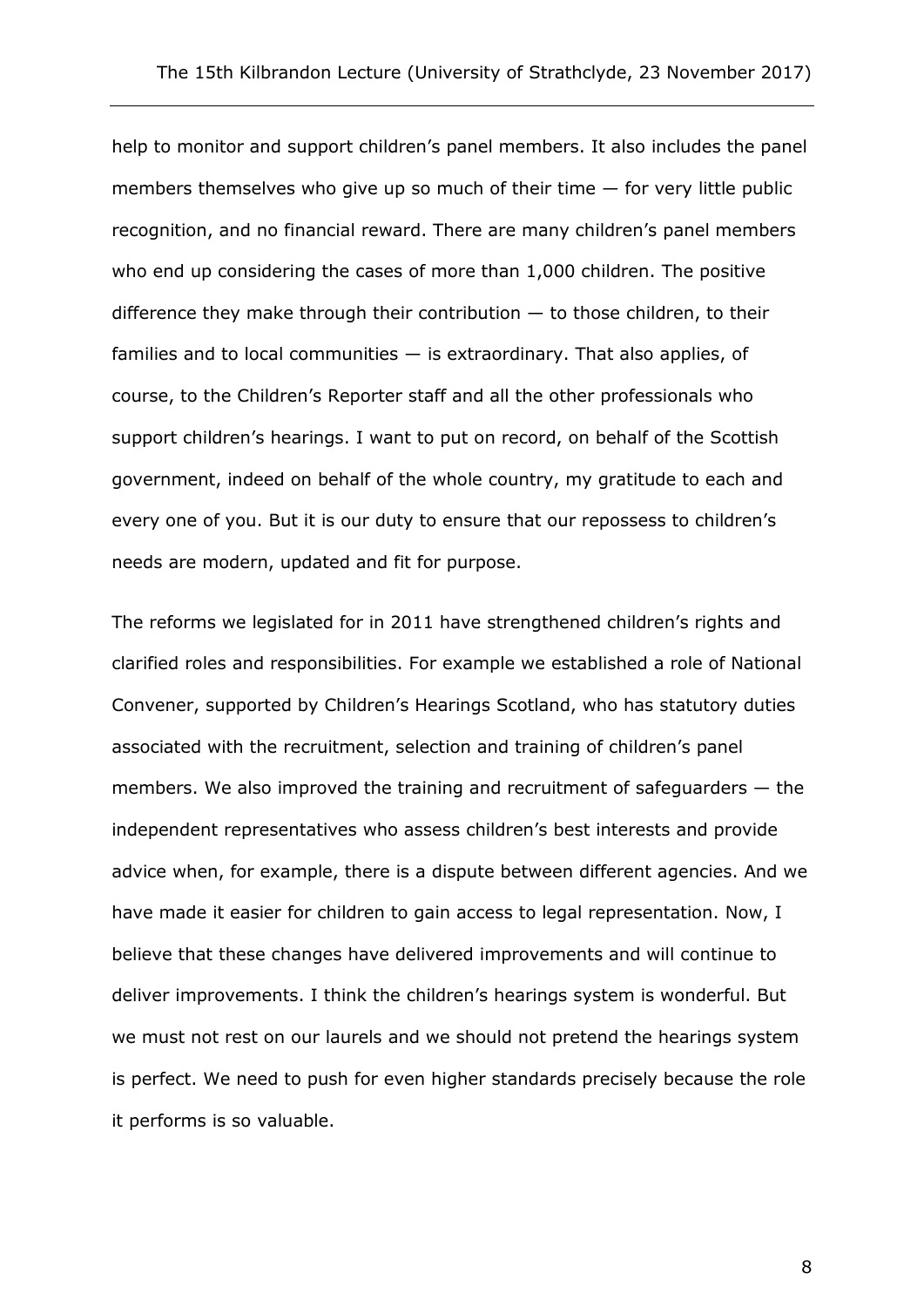help to monitor and support children's panel members. It also includes the panel members themselves who give up so much of their time — for very little public recognition, and no financial reward. There are many children's panel members who end up considering the cases of more than 1,000 children. The positive difference they make through their contribution — to those children, to their families and to local communities — is extraordinary. That also applies, of course, to the Children's Reporter staff and all the other professionals who support children's hearings. I want to put on record, on behalf of the Scottish government, indeed on behalf of the whole country, my gratitude to each and every one of you. But it is our duty to ensure that our repossess to children's needs are modern, updated and fit for purpose.

The reforms we legislated for in 2011 have strengthened children's rights and clarified roles and responsibilities. For example we established a role of National Convener, supported by Children's Hearings Scotland, who has statutory duties associated with the recruitment, selection and training of children's panel members. We also improved the training and recruitment of safeguarders — the independent representatives who assess children's best interests and provide advice when, for example, there is a dispute between different agencies. And we have made it easier for children to gain access to legal representation. Now, I believe that these changes have delivered improvements and will continue to deliver improvements. I think the children's hearings system is wonderful. But we must not rest on our laurels and we should not pretend the hearings system is perfect. We need to push for even higher standards precisely because the role it performs is so valuable.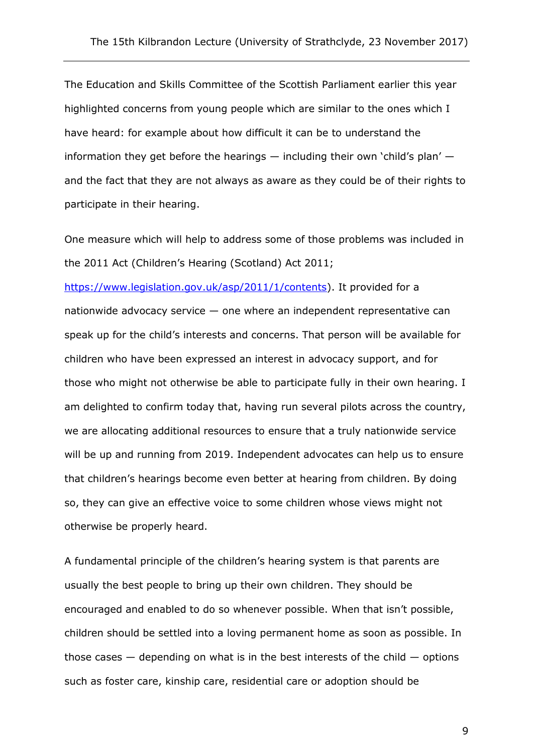The Education and Skills Committee of the Scottish Parliament earlier this year highlighted concerns from young people which are similar to the ones which I have heard: for example about how difficult it can be to understand the information they get before the hearings — including their own 'child's plan' — and the fact that they are not always as aware as they could be of their rights to participate in their hearing.

One measure which will help to address some of those problems was included in the 2011 Act (Children's Hearing (Scotland) Act 2011; [https://www.legislation.gov.uk/asp/2011/1/contents](https://www.legislation.gov.uk/asp/2011/1/contents)). It provided for a nationwide advocacy service — one where an independent representative can speak up for the child's interests and concerns. That person will be available for children who have been expressed an interest in advocacy support, and for those who might not otherwise be able to participate fully in their own hearing. I am delighted to confirm today that, having run several pilots across the country, we are allocating additional resources to ensure that a truly nationwide service will be up and running from 2019. Independent advocates can help us to ensure that children's hearings become even better at hearing from children. By doing so, they can give an effective voice to some children whose views might not otherwise be properly heard.

A fundamental principle of the children's hearing system is that parents are usually the best people to bring up their own children. They should be encouraged and enabled to do so whenever possible. When that isn't possible, children should be settled into a loving permanent home as soon as possible. In those cases — depending on what is in the best interests of the child — options such as foster care, kinship care, residential care or adoption should be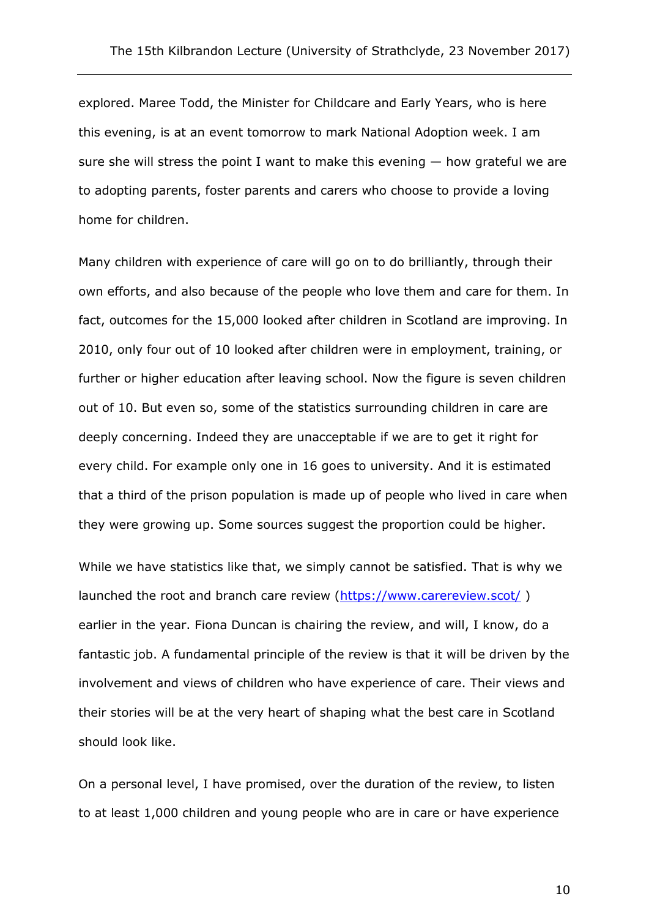explored. Maree Todd, the Minister for Childcare and Early Years, who is here this evening, is at an event tomorrow to mark National Adoption week. I am sure she will stress the point I want to make this evening — how grateful we are to adopting parents, foster parents and carers who choose to provide a loving home for children.

Many children with experience of care will go on to do brilliantly, through their own efforts, and also because of the people who love them and care for them. In fact, outcomes for the 15,000 looked after children in Scotland are improving. In 2010, only four out of 10 looked after children were in employment, training, or further or higher education after leaving school. Now the figure is seven children out of 10. But even so, some of the statistics surrounding children in care are deeply concerning. Indeed they are unacceptable if we are to get it right for every child. For example only one in 16 goes to university. And it is estimated that a third of the prison population is made up of people who lived in care when they were growing up. Some sources suggest the proportion could be higher.

While we have statistics like that, we simply cannot be satisfied. That is why we launched the root and branch care review ([https://www.carereview.scot/](https://www.carereview.scot/) ) earlier in the year. Fiona Duncan is chairing the review, and will, I know, do a fantastic job. A fundamental principle of the review is that it will be driven by the involvement and views of children who have experience of care. Their views and their stories will be at the very heart of shaping what the best care in Scotland should look like.

On a personal level, I have promised, over the duration of the review, to listen to at least 1,000 children and young people who are in care or have experience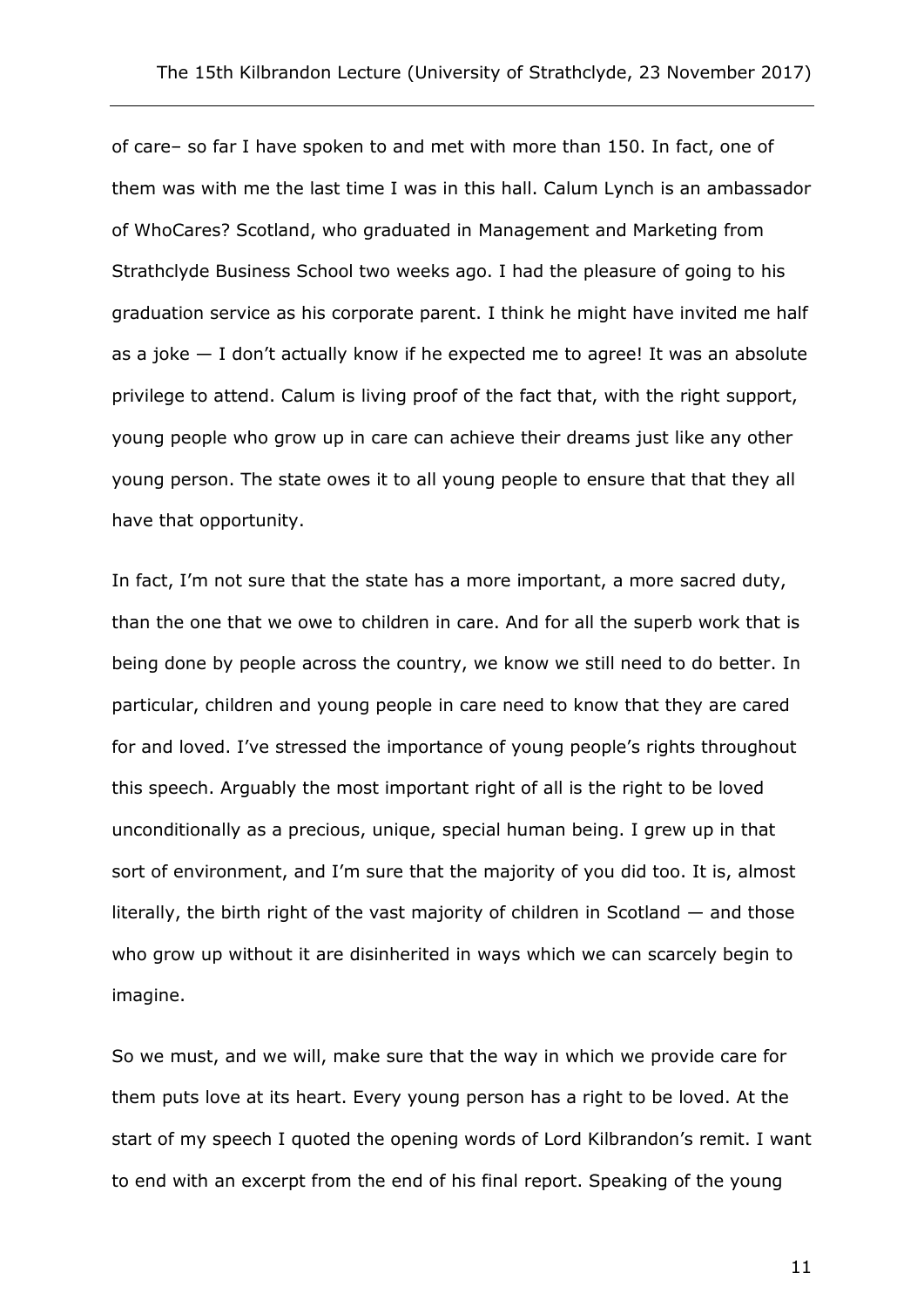of care– so far I have spoken to and met with more than 150. In fact, one of them was with me the last time I was in this hall. Calum Lynch is an ambassador of WhoCares? Scotland, who graduated in Management and Marketing from Strathclyde Business School two weeks ago. I had the pleasure of going to his graduation service as his corporate parent. I think he might have invited me half as a joke — I don't actually know if he expected me to agree! It was an absolute privilege to attend. Calum is living proof of the fact that, with the right support, young people who grow up in care can achieve their dreams just like any other young person. The state owes it to all young people to ensure that that they all have that opportunity.

In fact, I'm not sure that the state has a more important, a more sacred duty, than the one that we owe to children in care. And for all the superb work that is being done by people across the country, we know we still need to do better. In particular, children and young people in care need to know that they are cared for and loved. I've stressed the importance of young people's rights throughout this speech. Arguably the most important right of all is the right to be loved unconditionally as a precious, unique, special human being. I grew up in that sort of environment, and I'm sure that the majority of you did too. It is, almost literally, the birth right of the vast majority of children in Scotland — and those who grow up without it are disinherited in ways which we can scarcely begin to imagine.

So we must, and we will, make sure that the way in which we provide care for them puts love at its heart. Every young person has a right to be loved. At the start of my speech I quoted the opening words of Lord Kilbrandon's remit. I want to end with an excerpt from the end of his final report. Speaking of the young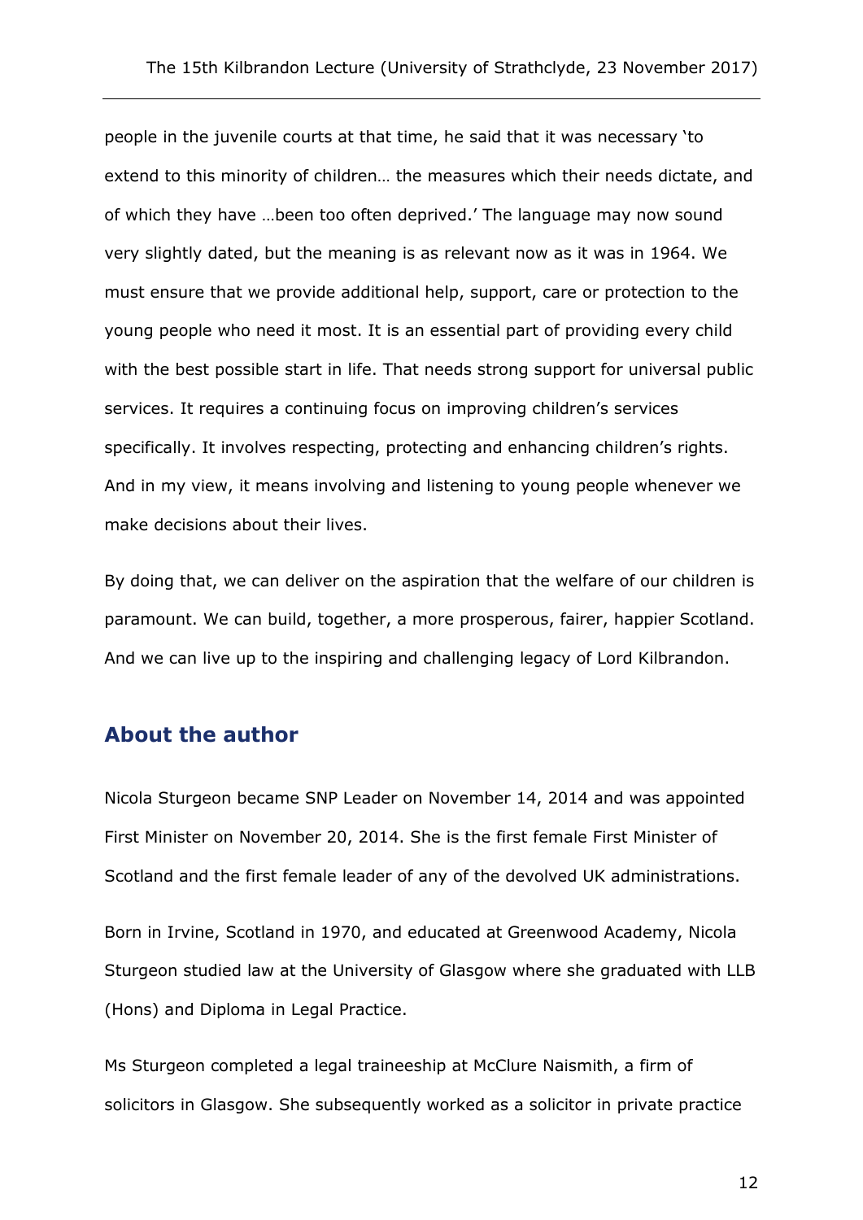people in the juvenile courts at that time, he said that it was necessary 'to extend to this minority of children… the measures which their needs dictate, and of which they have …been too often deprived.' The language may now sound very slightly dated, but the meaning is as relevant now as it was in 1964. We must ensure that we provide additional help, support, care or protection to the young people who need it most. It is an essential part of providing every child with the best possible start in life. That needs strong support for universal public services. It requires a continuing focus on improving children's services specifically. It involves respecting, protecting and enhancing children's rights. And in my view, it means involving and listening to young people whenever we make decisions about their lives.

By doing that, we can deliver on the aspiration that the welfare of our children is paramount. We can build, together, a more prosperous, fairer, happier Scotland. And we can live up to the inspiring and challenging legacy of Lord Kilbrandon.

## About the author

Nicola Sturgeon became SNP Leader on November 14, 2014 and was appointed First Minister on November 20, 2014. She is the first female First Minister of Scotland and the first female leader of any of the devolved UK administrations.

Born in Irvine, Scotland in 1970, and educated at Greenwood Academy, Nicola Sturgeon studied law at the University of Glasgow where she graduated with LLB (Hons) and Diploma in Legal Practice.

Ms Sturgeon completed a legal traineeship at McClure Naismith, a firm of solicitors in Glasgow. She subsequently worked as a solicitor in private practice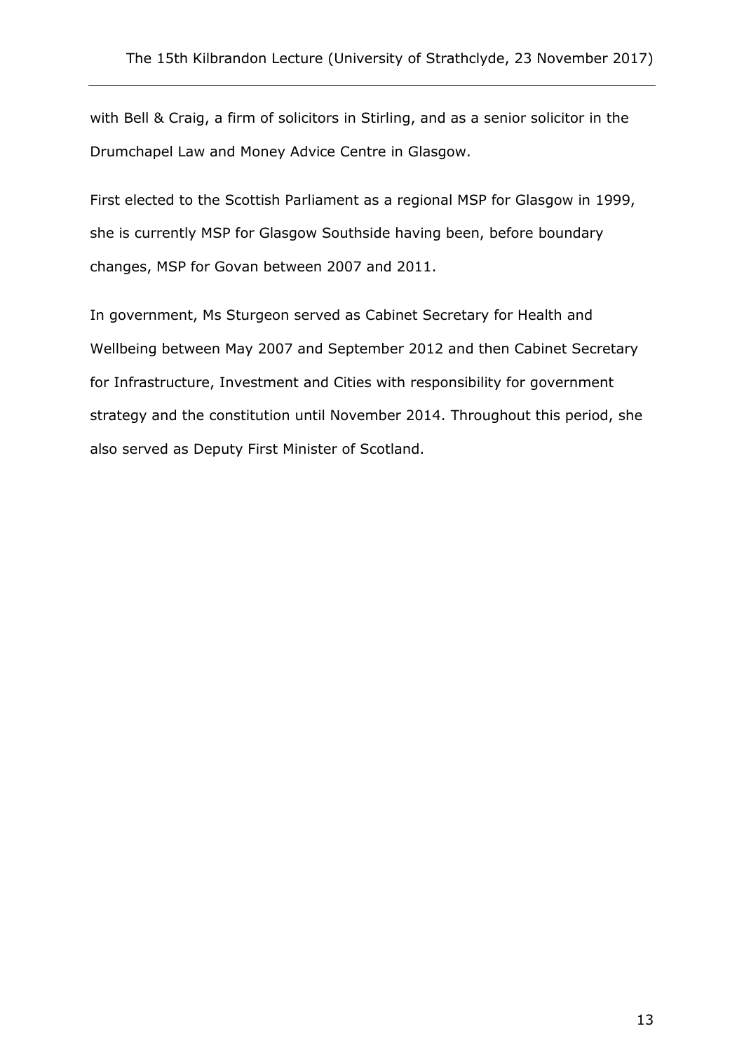with Bell & Craig, a firm of solicitors in Stirling, and as a senior solicitor in the Drumchapel Law and Money Advice Centre in Glasgow.

First elected to the Scottish Parliament as a regional MSP for Glasgow in 1999, she is currently MSP for Glasgow Southside having been, before boundary changes, MSP for Govan between 2007 and 2011.

In government, Ms Sturgeon served as Cabinet Secretary for Health and Wellbeing between May 2007 and September 2012 and then Cabinet Secretary for Infrastructure, Investment and Cities with responsibility for government strategy and the constitution until November 2014. Throughout this period, she also served as Deputy First Minister of Scotland.